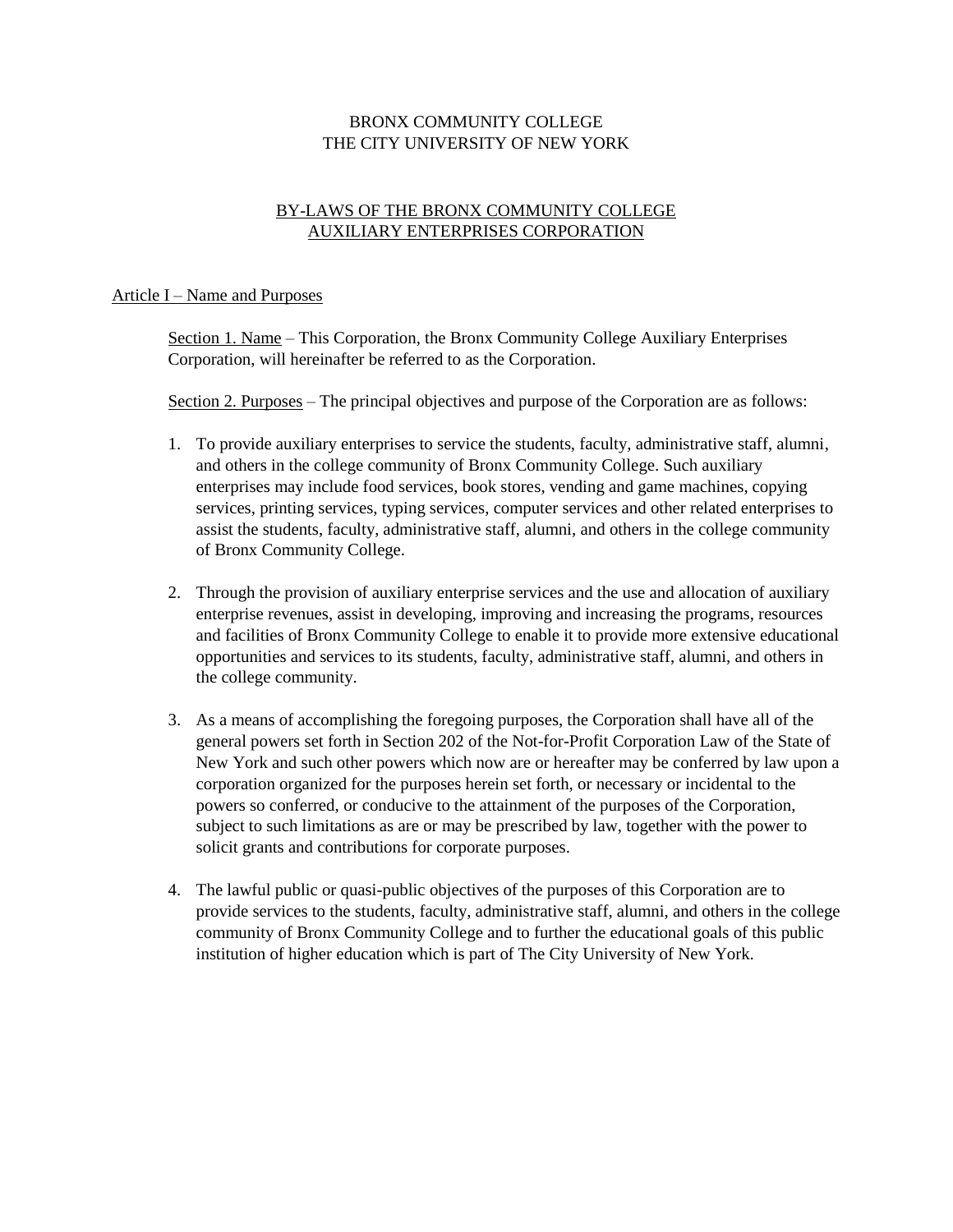# BRONX COMMUNITY COLLEGE
# THE CITY UNIVERSITY OF NEW YORK

## BY-LAWS OF THE BRONX COMMUNITY COLLEGE AUXILIARY ENTERPRISES CORPORATION

### Article I – Name and Purposes

Section 1. Name – This Corporation, the Bronx Community College Auxiliary Enterprises Corporation, will hereinafter be referred to as the Corporation.

Section 2. Purposes – The principal objectives and purpose of the Corporation are as follows:

1. To provide auxiliary enterprises to service the students, faculty, administrative staff, alumni, and others in the college community of Bronx Community College. Such auxiliary enterprises may include food services, book stores, vending and game machines, copying services, printing services, typing services, computer services and other related enterprises to assist the students, faculty, administrative staff, alumni, and others in the college community of Bronx Community College.

2. Through the provision of auxiliary enterprise services and the use and allocation of auxiliary enterprise revenues, assist in developing, improving and increasing the programs, resources and facilities of Bronx Community College to enable it to provide more extensive educational opportunities and services to its students, faculty, administrative staff, alumni, and others in the college community.

3. As a means of accomplishing the foregoing purposes, the Corporation shall have all of the general powers set forth in Section 202 of the Not-for-Profit Corporation Law of the State of New York and such other powers which now are or hereafter may be conferred by law upon a corporation organized for the purposes herein set forth, or necessary or incidental to the powers so conferred, or conducive to the attainment of the purposes of the Corporation, subject to such limitations as are or may be prescribed by law, together with the power to solicit grants and contributions for corporate purposes.

4. The lawful public or quasi-public objectives of the purposes of this Corporation are to provide services to the students, faculty, administrative staff, alumni, and others in the college community of Bronx Community College and to further the educational goals of this public institution of higher education which is part of The City University of New York.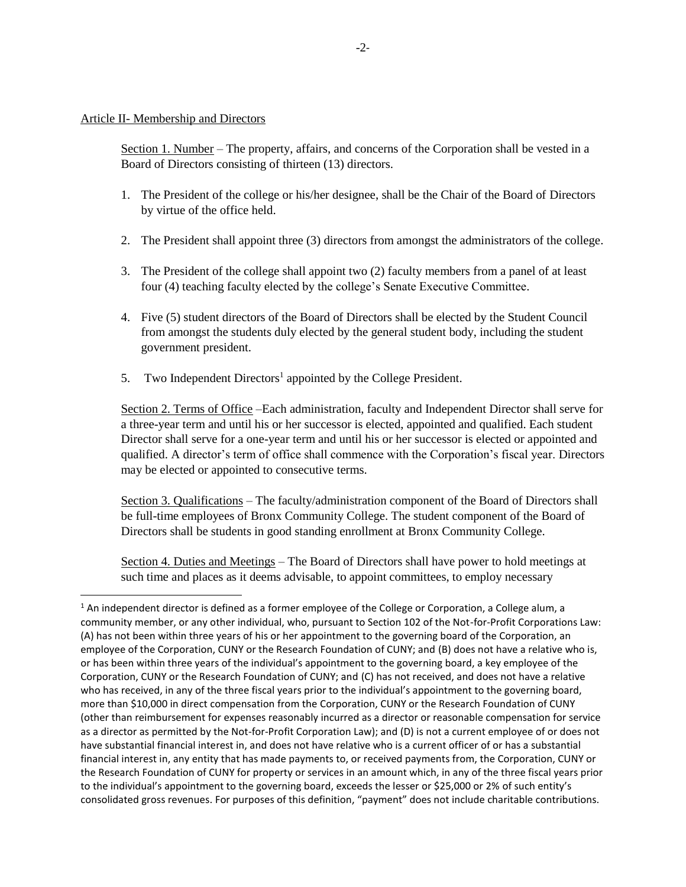Article II- Membership and Directors

Section 1. Number – The property, affairs, and concerns of the Corporation shall be vested in a Board of Directors consisting of thirteen (13) directors.

1. The President of the college or his/her designee, shall be the Chair of the Board of Directors by virtue of the office held.
2. The President shall appoint three (3) directors from amongst the administrators of the college.
3. The President of the college shall appoint two (2) faculty members from a panel of at least four (4) teaching faculty elected by the college's Senate Executive Committee.
4. Five (5) student directors of the Board of Directors shall be elected by the Student Council from amongst the students duly elected by the general student body, including the student government president.
5. Two Independent Directors[1] appointed by the College President.

Section 2. Terms of Office –Each administration, faculty and Independent Director shall serve for a three-year term and until his or her successor is elected, appointed and qualified. Each student Director shall serve for a one-year term and until his or her successor is elected or appointed and qualified. A director's term of office shall commence with the Corporation's fiscal year. Directors may be elected or appointed to consecutive terms.

Section 3. Qualifications – The faculty/administration component of the Board of Directors shall be full-time employees of Bronx Community College. The student component of the Board of Directors shall be students in good standing enrollment at Bronx Community College.

Section 4. Duties and Meetings – The Board of Directors shall have power to hold meetings at such time and places as it deems advisable, to appoint committees, to employ necessary

[1] An independent director is defined as a former employee of the College or Corporation, a College alum, a community member, or any other individual, who, pursuant to Section 102 of the Not-for-Profit Corporations Law: (A) has not been within three years of his or her appointment to the governing board of the Corporation, an employee of the Corporation, CUNY or the Research Foundation of CUNY; and (B) does not have a relative who is, or has been within three years of the individual's appointment to the governing board, a key employee of the Corporation, CUNY or the Research Foundation of CUNY; and (C) has not received, and does not have a relative who has received, in any of the three fiscal years prior to the individual's appointment to the governing board, more than $10,000 in direct compensation from the Corporation, CUNY or the Research Foundation of CUNY (other than reimbursement for expenses reasonably incurred as a director or reasonable compensation for service as a director as permitted by the Not-for-Profit Corporation Law); and (D) is not a current employee of or does not have substantial financial interest in, and does not have relative who is a current officer of or has a substantial financial interest in, any entity that has made payments to, or received payments from, the Corporation, CUNY or the Research Foundation of CUNY for property or services in an amount which, in any of the three fiscal years prior to the individual's appointment to the governing board, exceeds the lesser or $25,000 or 2% of such entity's consolidated gross revenues. For purposes of this definition, "payment" does not include charitable contributions.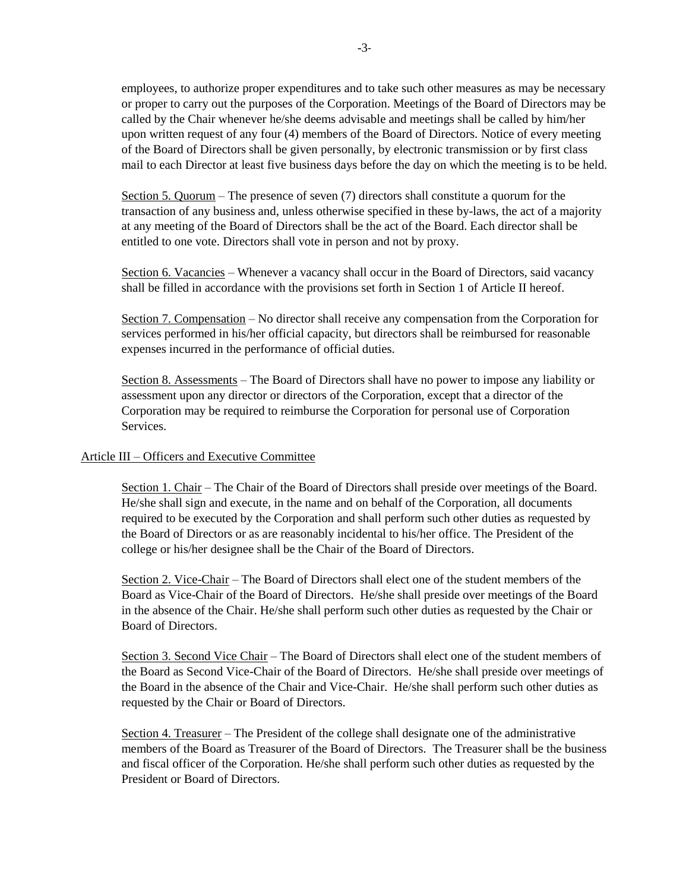employees, to authorize proper expenditures and to take such other measures as may be necessary or proper to carry out the purposes of the Corporation. Meetings of the Board of Directors may be called by the Chair whenever he/she deems advisable and meetings shall be called by him/her upon written request of any four (4) members of the Board of Directors. Notice of every meeting of the Board of Directors shall be given personally, by electronic transmission or by first class mail to each Director at least five business days before the day on which the meeting is to be held.

Section 5. Quorum – The presence of seven (7) directors shall constitute a quorum for the transaction of any business and, unless otherwise specified in these by-laws, the act of a majority at any meeting of the Board of Directors shall be the act of the Board. Each director shall be entitled to one vote. Directors shall vote in person and not by proxy.

Section 6. Vacancies – Whenever a vacancy shall occur in the Board of Directors, said vacancy shall be filled in accordance with the provisions set forth in Section 1 of Article II hereof.

Section 7. Compensation – No director shall receive any compensation from the Corporation for services performed in his/her official capacity, but directors shall be reimbursed for reasonable expenses incurred in the performance of official duties.

Section 8. Assessments – The Board of Directors shall have no power to impose any liability or assessment upon any director or directors of the Corporation, except that a director of the Corporation may be required to reimburse the Corporation for personal use of Corporation Services.

## Article III – Officers and Executive Committee

Section 1. Chair – The Chair of the Board of Directors shall preside over meetings of the Board. He/she shall sign and execute, in the name and on behalf of the Corporation, all documents required to be executed by the Corporation and shall perform such other duties as requested by the Board of Directors or as are reasonably incidental to his/her office. The President of the college or his/her designee shall be the Chair of the Board of Directors.

Section 2. Vice-Chair – The Board of Directors shall elect one of the student members of the Board as Vice-Chair of the Board of Directors. He/she shall preside over meetings of the Board in the absence of the Chair. He/she shall perform such other duties as requested by the Chair or Board of Directors.

Section 3. Second Vice Chair – The Board of Directors shall elect one of the student members of the Board as Second Vice-Chair of the Board of Directors. He/she shall preside over meetings of the Board in the absence of the Chair and Vice-Chair. He/she shall perform such other duties as requested by the Chair or Board of Directors.

Section 4. Treasurer – The President of the college shall designate one of the administrative members of the Board as Treasurer of the Board of Directors. The Treasurer shall be the business and fiscal officer of the Corporation. He/she shall perform such other duties as requested by the President or Board of Directors.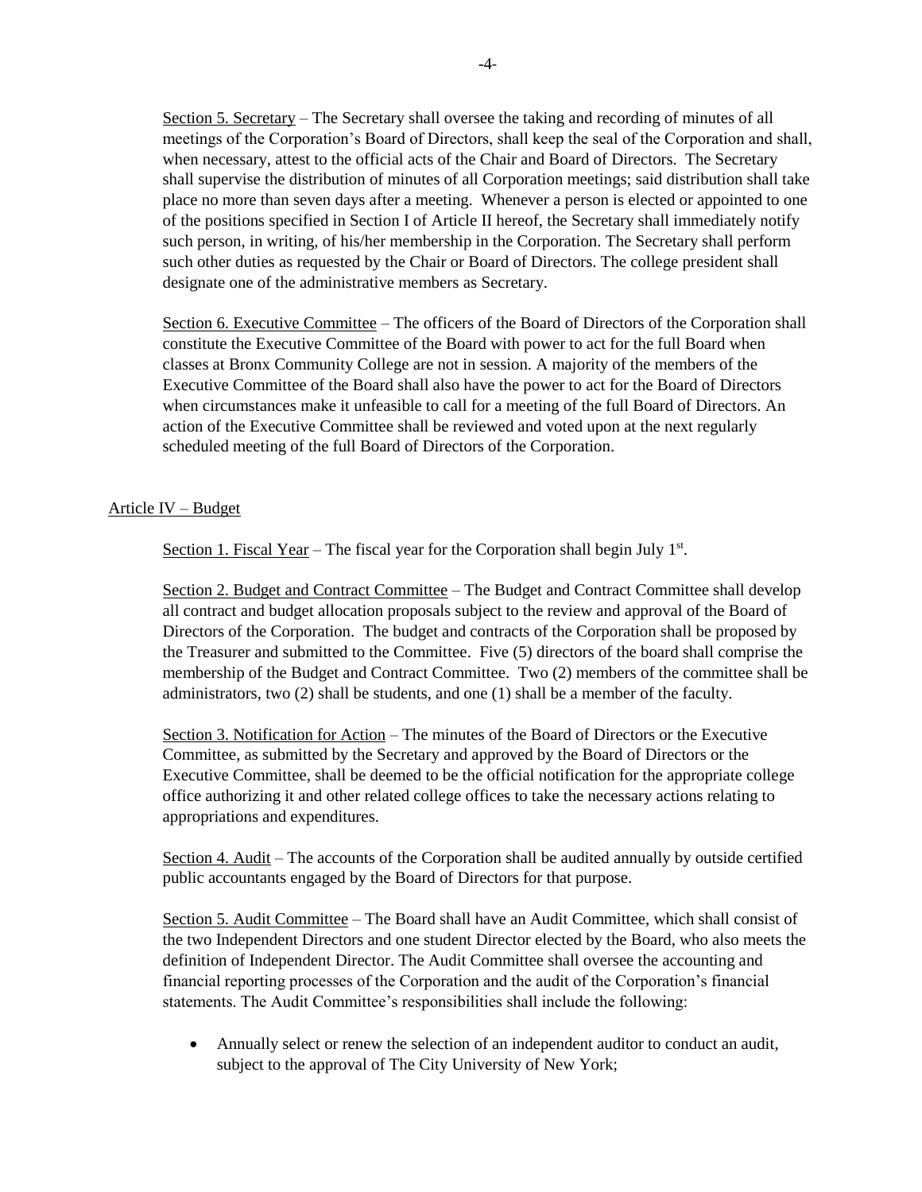Section 5. Secretary – The Secretary shall oversee the taking and recording of minutes of all meetings of the Corporation's Board of Directors, shall keep the seal of the Corporation and shall, when necessary, attest to the official acts of the Chair and Board of Directors. The Secretary shall supervise the distribution of minutes of all Corporation meetings; said distribution shall take place no more than seven days after a meeting. Whenever a person is elected or appointed to one of the positions specified in Section I of Article II hereof, the Secretary shall immediately notify such person, in writing, of his/her membership in the Corporation. The Secretary shall perform such other duties as requested by the Chair or Board of Directors. The college president shall designate one of the administrative members as Secretary.

Section 6. Executive Committee – The officers of the Board of Directors of the Corporation shall constitute the Executive Committee of the Board with power to act for the full Board when classes at Bronx Community College are not in session. A majority of the members of the Executive Committee of the Board shall also have the power to act for the Board of Directors when circumstances make it unfeasible to call for a meeting of the full Board of Directors. An action of the Executive Committee shall be reviewed and voted upon at the next regularly scheduled meeting of the full Board of Directors of the Corporation.

## Article IV – Budget

Section 1. Fiscal Year – The fiscal year for the Corporation shall begin July 1st.

Section 2. Budget and Contract Committee – The Budget and Contract Committee shall develop all contract and budget allocation proposals subject to the review and approval of the Board of Directors of the Corporation. The budget and contracts of the Corporation shall be proposed by the Treasurer and submitted to the Committee. Five (5) directors of the board shall comprise the membership of the Budget and Contract Committee. Two (2) members of the committee shall be administrators, two (2) shall be students, and one (1) shall be a member of the faculty.

Section 3. Notification for Action – The minutes of the Board of Directors or the Executive Committee, as submitted by the Secretary and approved by the Board of Directors or the Executive Committee, shall be deemed to be the official notification for the appropriate college office authorizing it and other related college offices to take the necessary actions relating to appropriations and expenditures.

Section 4. Audit – The accounts of the Corporation shall be audited annually by outside certified public accountants engaged by the Board of Directors for that purpose.

Section 5. Audit Committee – The Board shall have an Audit Committee, which shall consist of the two Independent Directors and one student Director elected by the Board, who also meets the definition of Independent Director. The Audit Committee shall oversee the accounting and financial reporting processes of the Corporation and the audit of the Corporation's financial statements. The Audit Committee's responsibilities shall include the following:

- Annually select or renew the selection of an independent auditor to conduct an audit, subject to the approval of The City University of New York;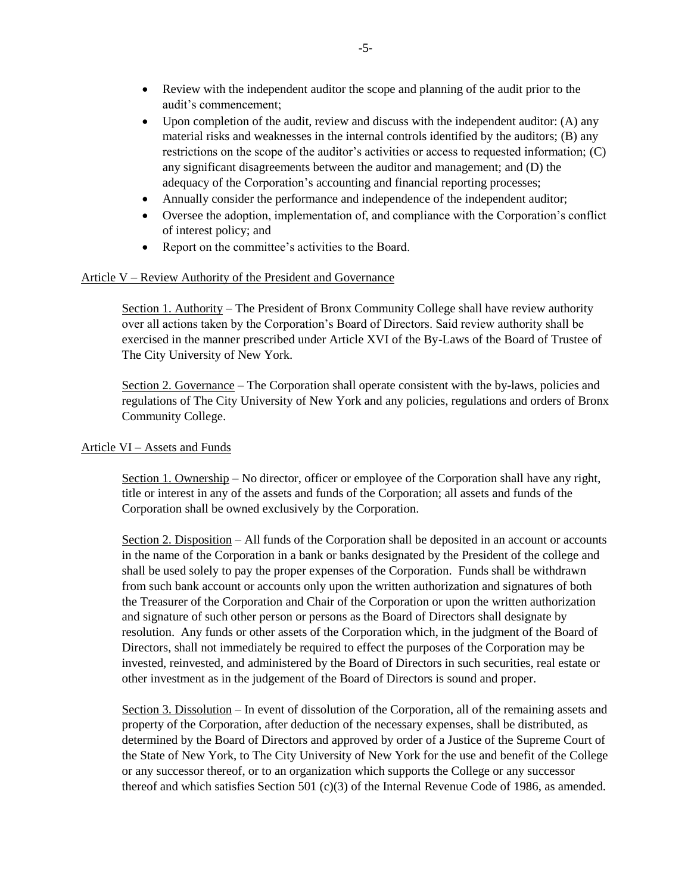- Review with the independent auditor the scope and planning of the audit prior to the audit's commencement;
- Upon completion of the audit, review and discuss with the independent auditor: (A) any material risks and weaknesses in the internal controls identified by the auditors; (B) any restrictions on the scope of the auditor's activities or access to requested information; (C) any significant disagreements between the auditor and management; and (D) the adequacy of the Corporation's accounting and financial reporting processes;
- Annually consider the performance and independence of the independent auditor;
- Oversee the adoption, implementation of, and compliance with the Corporation's conflict of interest policy; and
- Report on the committee's activities to the Board.

## Article V – Review Authority of the President and Governance

Section 1. Authority – The President of Bronx Community College shall have review authority over all actions taken by the Corporation's Board of Directors. Said review authority shall be exercised in the manner prescribed under Article XVI of the By-Laws of the Board of Trustee of The City University of New York.

Section 2. Governance – The Corporation shall operate consistent with the by-laws, policies and regulations of The City University of New York and any policies, regulations and orders of Bronx Community College.

## Article VI – Assets and Funds

Section 1. Ownership – No director, officer or employee of the Corporation shall have any right, title or interest in any of the assets and funds of the Corporation; all assets and funds of the Corporation shall be owned exclusively by the Corporation.

Section 2. Disposition – All funds of the Corporation shall be deposited in an account or accounts in the name of the Corporation in a bank or banks designated by the President of the college and shall be used solely to pay the proper expenses of the Corporation. Funds shall be withdrawn from such bank account or accounts only upon the written authorization and signatures of both the Treasurer of the Corporation and Chair of the Corporation or upon the written authorization and signature of such other person or persons as the Board of Directors shall designate by resolution. Any funds or other assets of the Corporation which, in the judgment of the Board of Directors, shall not immediately be required to effect the purposes of the Corporation may be invested, reinvested, and administered by the Board of Directors in such securities, real estate or other investment as in the judgement of the Board of Directors is sound and proper.

Section 3. Dissolution – In event of dissolution of the Corporation, all of the remaining assets and property of the Corporation, after deduction of the necessary expenses, shall be distributed, as determined by the Board of Directors and approved by order of a Justice of the Supreme Court of the State of New York, to The City University of New York for the use and benefit of the College or any successor thereof, or to an organization which supports the College or any successor thereof and which satisfies Section 501 (c)(3) of the Internal Revenue Code of 1986, as amended.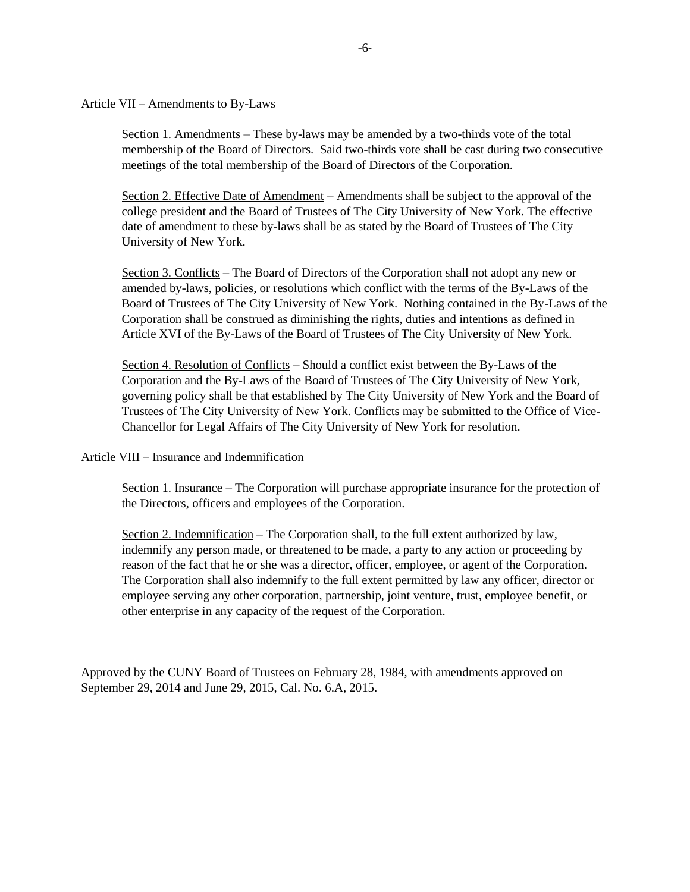## Article VII – Amendments to By-Laws

Section 1. Amendments – These by-laws may be amended by a two-thirds vote of the total membership of the Board of Directors. Said two-thirds vote shall be cast during two consecutive meetings of the total membership of the Board of Directors of the Corporation.

Section 2. Effective Date of Amendment – Amendments shall be subject to the approval of the college president and the Board of Trustees of The City University of New York. The effective date of amendment to these by-laws shall be as stated by the Board of Trustees of The City University of New York.

Section 3. Conflicts – The Board of Directors of the Corporation shall not adopt any new or amended by-laws, policies, or resolutions which conflict with the terms of the By-Laws of the Board of Trustees of The City University of New York. Nothing contained in the By-Laws of the Corporation shall be construed as diminishing the rights, duties and intentions as defined in Article XVI of the By-Laws of the Board of Trustees of The City University of New York.

Section 4. Resolution of Conflicts – Should a conflict exist between the By-Laws of the Corporation and the By-Laws of the Board of Trustees of The City University of New York, governing policy shall be that established by The City University of New York and the Board of Trustees of The City University of New York. Conflicts may be submitted to the Office of Vice-Chancellor for Legal Affairs of The City University of New York for resolution.

## Article VIII – Insurance and Indemnification

Section 1. Insurance – The Corporation will purchase appropriate insurance for the protection of the Directors, officers and employees of the Corporation.

Section 2. Indemnification – The Corporation shall, to the full extent authorized by law, indemnify any person made, or threatened to be made, a party to any action or proceeding by reason of the fact that he or she was a director, officer, employee, or agent of the Corporation. The Corporation shall also indemnify to the full extent permitted by law any officer, director or employee serving any other corporation, partnership, joint venture, trust, employee benefit, or other enterprise in any capacity of the request of the Corporation.

Approved by the CUNY Board of Trustees on February 28, 1984, with amendments approved on September 29, 2014 and June 29, 2015, Cal. No. 6.A, 2015.